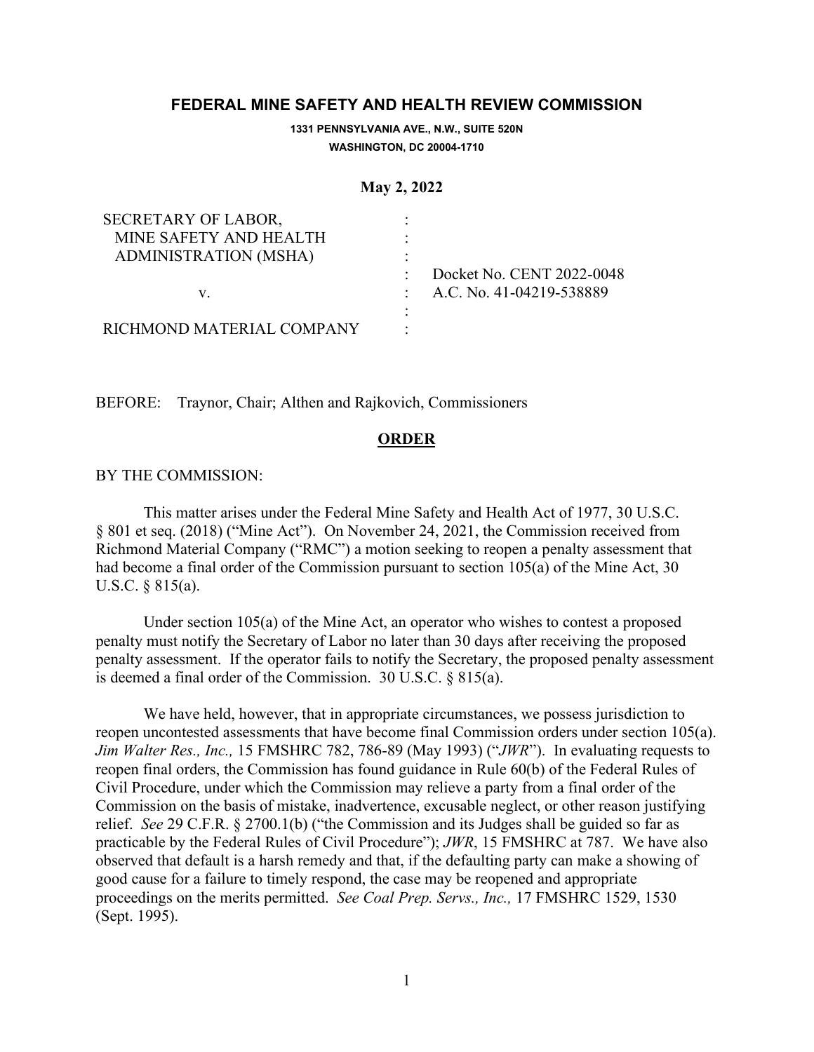# FEDERAL MINE SAFETY AND HEALTH REVIEW COMMISSION

**1331 PENNSYLVANIA AVE., N.W., SUITE 520N**
**WASHINGTON, DC 20004-1710**

**May 2, 2022**

| | | |
|---|---|---|
| SECRETARY OF LABOR, | : | |
| MINE SAFETY AND HEALTH | : | |
| ADMINISTRATION (MSHA) | : | |
| | : | Docket No. CENT 2022-0048 |
| v. | : | A.C. No. 41-04219-538889 |
| | : | |
| RICHMOND MATERIAL COMPANY | : | |

BEFORE: Traynor, Chair; Althen and Rajkovich, Commissioners

## ORDER

BY THE COMMISSION:

This matter arises under the Federal Mine Safety and Health Act of 1977, 30 U.S.C. § 801 et seq. (2018) ("Mine Act"). On November 24, 2021, the Commission received from Richmond Material Company ("RMC") a motion seeking to reopen a penalty assessment that had become a final order of the Commission pursuant to section 105(a) of the Mine Act, 30 U.S.C. § 815(a).

Under section 105(a) of the Mine Act, an operator who wishes to contest a proposed penalty must notify the Secretary of Labor no later than 30 days after receiving the proposed penalty assessment. If the operator fails to notify the Secretary, the proposed penalty assessment is deemed a final order of the Commission. 30 U.S.C. § 815(a).

We have held, however, that in appropriate circumstances, we possess jurisdiction to reopen uncontested assessments that have become final Commission orders under section 105(a). *Jim Walter Res., Inc.,* 15 FMSHRC 782, 786-89 (May 1993) ("*JWR*"). In evaluating requests to reopen final orders, the Commission has found guidance in Rule 60(b) of the Federal Rules of Civil Procedure, under which the Commission may relieve a party from a final order of the Commission on the basis of mistake, inadvertence, excusable neglect, or other reason justifying relief. *See* 29 C.F.R. § 2700.1(b) ("the Commission and its Judges shall be guided so far as practicable by the Federal Rules of Civil Procedure"); *JWR*, 15 FMSHRC at 787. We have also observed that default is a harsh remedy and that, if the defaulting party can make a showing of good cause for a failure to timely respond, the case may be reopened and appropriate proceedings on the merits permitted. *See Coal Prep. Servs., Inc.,* 17 FMSHRC 1529, 1530 (Sept. 1995).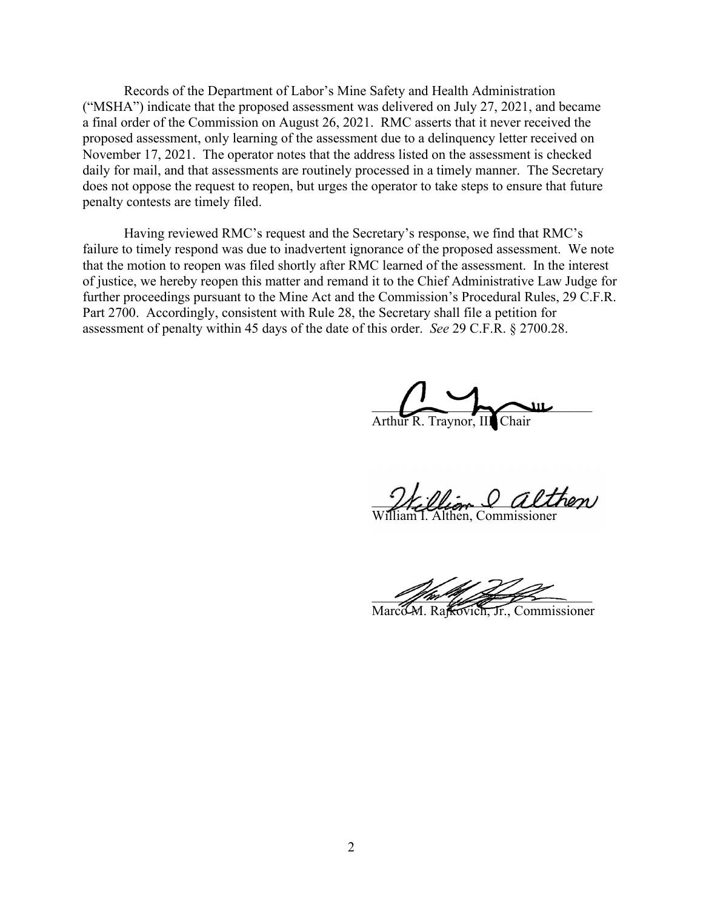Records of the Department of Labor's Mine Safety and Health Administration ("MSHA") indicate that the proposed assessment was delivered on July 27, 2021, and became a final order of the Commission on August 26, 2021. RMC asserts that it never received the proposed assessment, only learning of the assessment due to a delinquency letter received on November 17, 2021. The operator notes that the address listed on the assessment is checked daily for mail, and that assessments are routinely processed in a timely manner. The Secretary does not oppose the request to reopen, but urges the operator to take steps to ensure that future penalty contests are timely filed.

Having reviewed RMC's request and the Secretary's response, we find that RMC's failure to timely respond was due to inadvertent ignorance of the proposed assessment. We note that the motion to reopen was filed shortly after RMC learned of the assessment. In the interest of justice, we hereby reopen this matter and remand it to the Chief Administrative Law Judge for further proceedings pursuant to the Mine Act and the Commission's Procedural Rules, 29 C.F.R. Part 2700. Accordingly, consistent with Rule 28, the Secretary shall file a petition for assessment of penalty within 45 days of the date of this order. *See* 29 C.F.R. § 2700.28.

Arthur R. Traynor, III, Chair

William I. Althen, Commissioner

Marco M. Rajkovich, Jr., Commissioner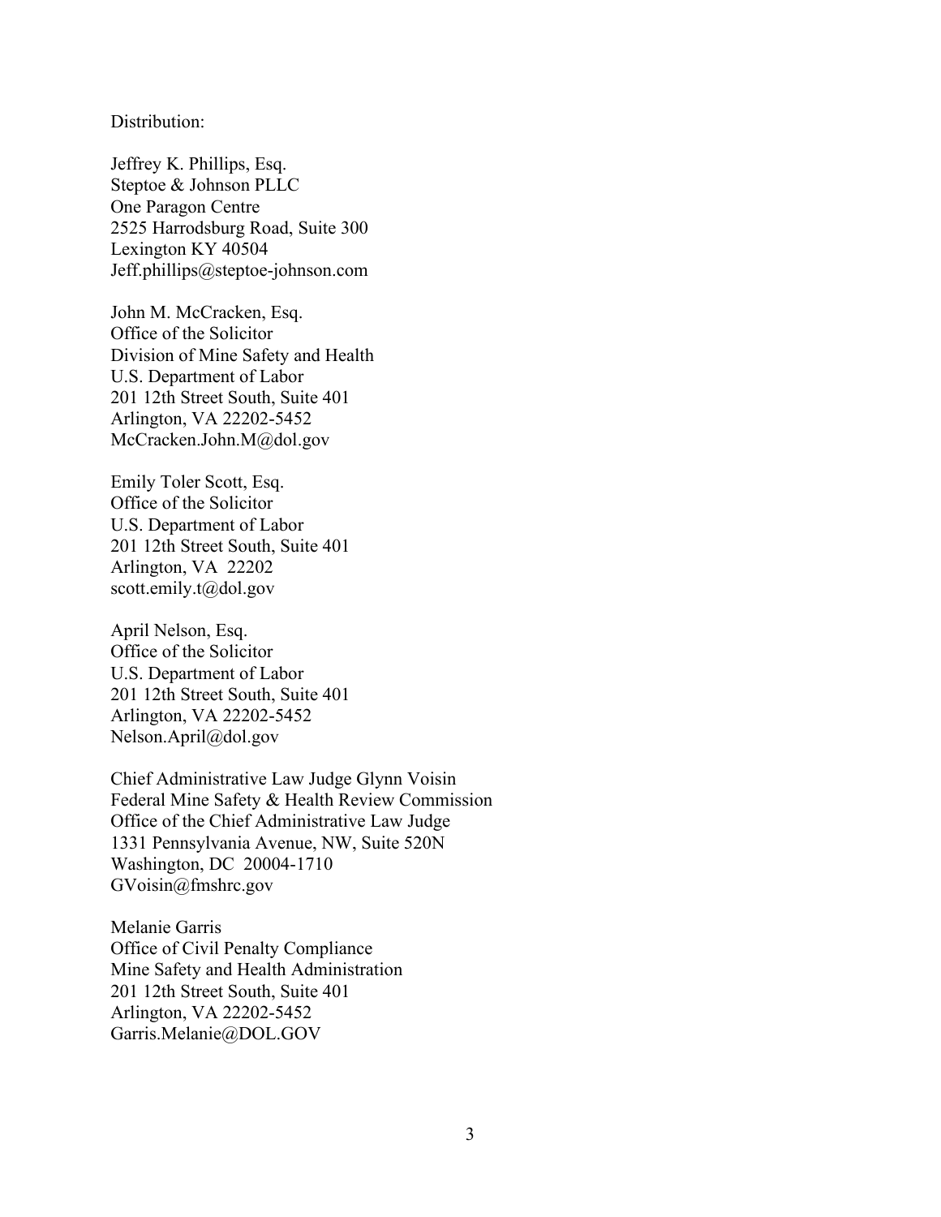Distribution:

Jeffrey K. Phillips, Esq.
Steptoe & Johnson PLLC
One Paragon Centre
2525 Harrodsburg Road, Suite 300
Lexington KY 40504
Jeff.phillips@steptoe-johnson.com

John M. McCracken, Esq.
Office of the Solicitor
Division of Mine Safety and Health
U.S. Department of Labor
201 12th Street South, Suite 401
Arlington, VA 22202-5452
McCracken.John.M@dol.gov

Emily Toler Scott, Esq.
Office of the Solicitor
U.S. Department of Labor
201 12th Street South, Suite 401
Arlington, VA 22202
scott.emily.t@dol.gov

April Nelson, Esq.
Office of the Solicitor
U.S. Department of Labor
201 12th Street South, Suite 401
Arlington, VA 22202-5452
Nelson.April@dol.gov

Chief Administrative Law Judge Glynn Voisin
Federal Mine Safety & Health Review Commission
Office of the Chief Administrative Law Judge
1331 Pennsylvania Avenue, NW, Suite 520N
Washington, DC 20004-1710
GVoisin@fmshrc.gov

Melanie Garris
Office of Civil Penalty Compliance
Mine Safety and Health Administration
201 12th Street South, Suite 401
Arlington, VA 22202-5452
Garris.Melanie@DOL.GOV